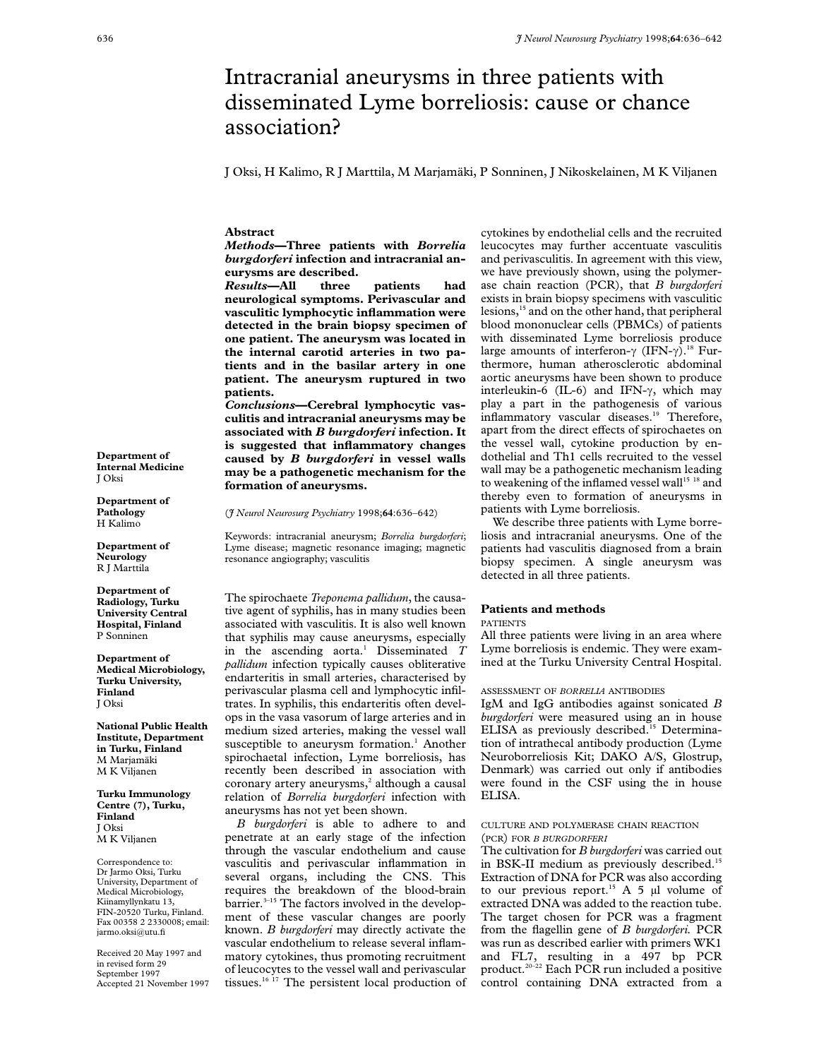# Intracranial aneurysms in three patients with disseminated Lyme borreliosis: cause or chance association?

J Oksi, H Kalimo, R J Marttila, M Marjamäki, P Sonninen, J Nikoskelainen, M K Viljanen

**Department of Internal Medicine**
J Oksi

**Department of Pathology**
H Kalimo

**Department of Neurology**
R J Marttila

**Department of Radiology, Turku University Central Hospital, Finland**
P Sonninen

**Department of Medical Microbiology, Turku University, Finland**
J Oksi

**National Public Health Institute, Department in Turku, Finland**
M Marjamäki
M K Viljanen

**Turku Immunology Centre (7), Turku, Finland**
J Oksi
M K Viljanen

Correspondence to: Dr Jarmo Oksi, Turku University, Department of Medical Microbiology, Kiinamyllynkatu 13, FIN-20520 Turku, Finland. Fax 00358 2 2330008; email: jarmo.oksi@utu.fi

Received 20 May 1997 and in revised form 29 September 1997
Accepted 21 November 1997

## Abstract

***Methods*—Three patients with *Borrelia burgdorferi* infection and intracranial aneurysms are described.**

***Results*—All three patients had neurological symptoms. Perivascular and vasculitic lymphocytic inflammation were detected in the brain biopsy specimen of one patient. The aneurysm was located in the internal carotid arteries in two patients and in the basilar artery in one patient. The aneurysm ruptured in two patients.**

***Conclusions*—Cerebral lymphocytic vasculitis and intracranial aneurysms may be associated with *B burgdorferi* infection. It is suggested that inflammatory changes caused by *B burgdorferi* in vessel walls may be a pathogenetic mechanism for the formation of aneurysms.**

(*J Neurol Neurosurg Psychiatry* 1998;**64**:636–642)

Keywords: intracranial aneurysm; *Borrelia burgdorferi*; Lyme disease; magnetic resonance imaging; magnetic resonance angiography; vasculitis

The spirochaete *Treponema pallidum*, the causative agent of syphilis, has in many studies been associated with vasculitis. It is also well known that syphilis may cause aneurysms, especially in the ascending aorta.[1] Disseminated *T pallidum* infection typically causes obliterative endarteritis in small arteries, characterised by perivascular plasma cell and lymphocytic infiltrates. In syphilis, this endarteritis often develops in the vasa vasorum of large arteries and in medium sized arteries, making the vessel wall susceptible to aneurysm formation.[1] Another spirochaetal infection, Lyme borreliosis, has recently been described in association with coronary artery aneurysms,[2] although a causal relation of *Borrelia burgdorferi* infection with aneurysms has not yet been shown.

*B burgdorferi* is able to adhere to and penetrate at an early stage of the infection through the vascular endothelium and cause vasculitis and perivascular inflammation in several organs, including the CNS. This requires the breakdown of the blood-brain barrier.[3–15] The factors involved in the development of these vascular changes are poorly known. *B burgdorferi* may directly activate the vascular endothelium to release several inflammatory cytokines, thus promoting recruitment of leucocytes to the vessel wall and perivascular tissues.[16 17] The persistent local production of cytokines by endothelial cells and the recruited leucocytes may further accentuate vasculitis and perivasculitis. In agreement with this view, we have previously shown, using the polymerase chain reaction (PCR), that *B burgdorferi* exists in brain biopsy specimens with vasculitic lesions,[15] and on the other hand, that peripheral blood mononuclear cells (PBMCs) of patients with disseminated Lyme borreliosis produce large amounts of interferon-γ (IFN-γ).[18] Furthermore, human atherosclerotic abdominal aortic aneurysms have been shown to produce interleukin-6 (IL-6) and IFN-γ, which may play a part in the pathogenesis of various inflammatory vascular diseases.[19] Therefore, apart from the direct effects of spirochaetes on the vessel wall, cytokine production by endothelial and Th1 cells recruited to the vessel wall may be a pathogenetic mechanism leading to weakening of the inflamed vessel wall[15 18] and thereby even to formation of aneurysms in patients with Lyme borreliosis.

We describe three patients with Lyme borreliosis and intracranial aneurysms. One of the patients had vasculitis diagnosed from a brain biopsy specimen. A single aneurysm was detected in all three patients.

## Patients and methods

### PATIENTS

All three patients were living in an area where Lyme borreliosis is endemic. They were examined at the Turku University Central Hospital.

### ASSESSMENT OF *BORRELIA* ANTIBODIES

IgM and IgG antibodies against sonicated *B burgdorferi* were measured using an in house ELISA as previously described.[15] Determination of intrathecal antibody production (Lyme Neuroborreliosis Kit; DAKO A/S, Glostrup, Denmark) was carried out only if antibodies were found in the CSF using the in house ELISA.

### CULTURE AND POLYMERASE CHAIN REACTION (PCR) FOR *B BURGDORFERI*

The cultivation for *B burgdorferi* was carried out in BSK-II medium as previously described.[15] Extraction of DNA for PCR was also according to our previous report.[15] A 5 µl volume of extracted DNA was added to the reaction tube. The target chosen for PCR was a fragment from the flagellin gene of *B burgdorferi*. PCR was run as described earlier with primers WK1 and FL7, resulting in a 497 bp PCR product.[20–22] Each PCR run included a positive control containing DNA extracted from a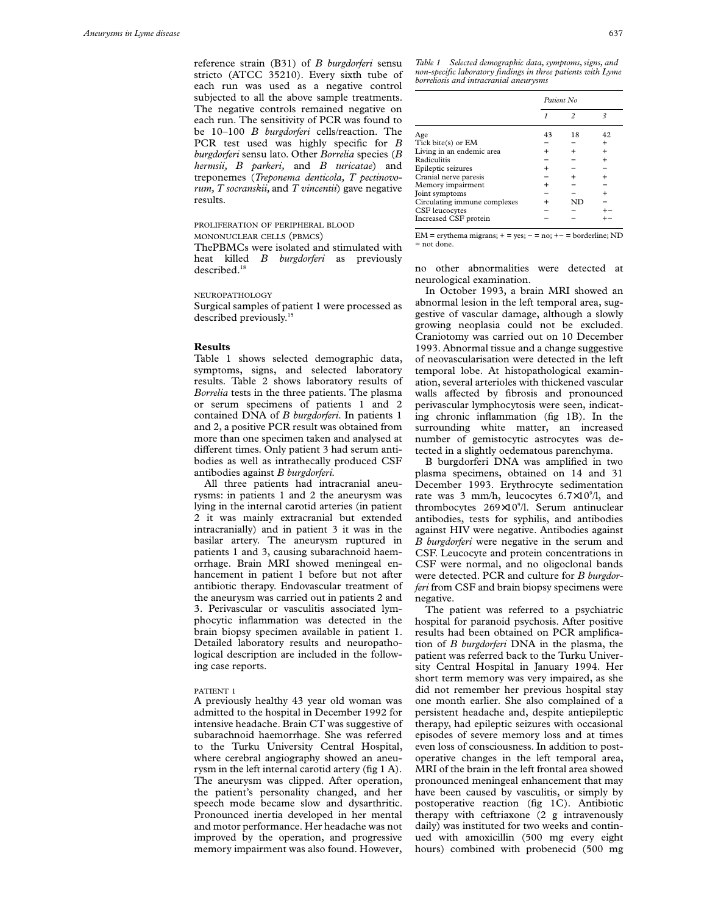reference strain (B31) of *B burgdorferi* sensu stricto (ATCC 35210). Every sixth tube of each run was used as a negative control subjected to all the above sample treatments. The negative controls remained negative on each run. The sensitivity of PCR was found to be 10–100 *B burgdorferi* cells/reaction. The PCR test used was highly specific for *B burgdorferi* sensu lato. Other *Borrelia* species (*B hermsii*, *B parkeri*, and *B turicatae*) and treponemes (*Treponema denticola*, *T pectinovorum*, *T socranskii*, and *T vincentii*) gave negative results.

### PROLIFERATION OF PERIPHERAL BLOOD MONONUCLEAR CELLS (PBMCS)

ThePBMCs were isolated and stimulated with heat killed *B burgdorferi* as previously described.[18]

### NEUROPATHOLOGY

Surgical samples of patient 1 were processed as described previously.[15]

## Results

Table 1 shows selected demographic data, symptoms, signs, and selected laboratory results. Table 2 shows laboratory results of *Borrelia* tests in the three patients. The plasma or serum specimens of patients 1 and 2 contained DNA of *B burgdorferi*. In patients 1 and 2, a positive PCR result was obtained from more than one specimen taken and analysed at different times. Only patient 3 had serum antibodies as well as intrathecally produced CSF antibodies against *B burgdorferi*.

All three patients had intracranial aneurysms: in patients 1 and 2 the aneurysm was lying in the internal carotid arteries (in patient 2 it was mainly extracranial but extended intracranially) and in patient 3 it was in the basilar artery. The aneurysm ruptured in patients 1 and 3, causing subarachnoid haemorrhage. Brain MRI showed meningeal enhancement in patient 1 before but not after antibiotic therapy. Endovascular treatment of the aneurysm was carried out in patients 2 and 3. Perivascular or vasculitis associated lymphocytic inflammation was detected in the brain biopsy specimen available in patient 1. Detailed laboratory results and neuropathological description are included in the following case reports.

*Table 1 Selected demographic data, symptoms, signs, and non-specific laboratory findings in three patients with Lyme borreliosis and intracranial aneurysms*

| | Patient No | | |
|---|---|---|---|
| | 1 | 2 | 3 |
| Age | 43 | 18 | 42 |
| Tick bite(s) or EM | − | − | + |
| Living in an endemic area | + | + | + |
| Radiculitis | − | − | + |
| Epileptic seizures | + | − | − |
| Cranial nerve paresis | − | + | + |
| Memory impairment | + | − | − |
| Joint symptoms | − | − | + |
| Circulating immune complexes | + | ND | − |
| CSF leucocytes | − | − | +− |
| Increased CSF protein | − | − | +− |

EM = erythema migrans; + = yes; − = no; +− = borderline; ND = not done.

### PATIENT 1

A previously healthy 43 year old woman was admitted to the hospital in December 1992 for intensive headache. Brain CT was suggestive of subarachnoid haemorrhage. She was referred to the Turku University Central Hospital, where cerebral angiography showed an aneurysm in the left internal carotid artery (fig 1 A). The aneurysm was clipped. After operation, the patient's personality changed, and her speech mode became slow and dysarthritic. Pronounced inertia developed in her mental and motor performance. Her headache was not improved by the operation, and progressive memory impairment was also found. However, no other abnormalities were detected at neurological examination.

In October 1993, a brain MRI showed an abnormal lesion in the left temporal area, suggestive of vascular damage, although a slowly growing neoplasia could not be excluded. Craniotomy was carried out on 10 December 1993. Abnormal tissue and a change suggestive of neovascularisation were detected in the left temporal lobe. At histopathological examination, several arterioles with thickened vascular walls affected by fibrosis and pronounced perivascular lymphocytosis were seen, indicating chronic inflammation (fig 1B). In the surrounding white matter, an increased number of gemistocytic astrocytes was detected in a slightly oedematous parenchyma.

B burgdorferi DNA was amplified in two plasma specimens, obtained on 14 and 31 December 1993. Erythrocyte sedimentation rate was 3 mm/h, leucocytes $6.7\times10^9$/l, and thrombocytes $269\times10^9$/l. Serum antinuclear antibodies, tests for syphilis, and antibodies against HIV were negative. Antibodies against *B burgdorferi* were negative in the serum and CSF. Leucocyte and protein concentrations in CSF were normal, and no oligoclonal bands were detected. PCR and culture for *B burgdorferi* from CSF and brain biopsy specimens were negative.

The patient was referred to a psychiatric hospital for paranoid psychosis. After positive results had been obtained on PCR amplification of *B burgdorferi* DNA in the plasma, the patient was referred back to the Turku University Central Hospital in January 1994. Her short term memory was very impaired, as she did not remember her previous hospital stay one month earlier. She also complained of a persistent headache and, despite antiepileptic therapy, had epileptic seizures with occasional episodes of severe memory loss and at times even loss of consciousness. In addition to postoperative changes in the left temporal area, MRI of the brain in the left frontal area showed pronounced meningeal enhancement that may have been caused by vasculitis, or simply by postoperative reaction (fig 1C). Antibiotic therapy with ceftriaxone (2 g intravenously daily) was instituted for two weeks and continued with amoxicillin (500 mg every eight hours) combined with probenecid (500 mg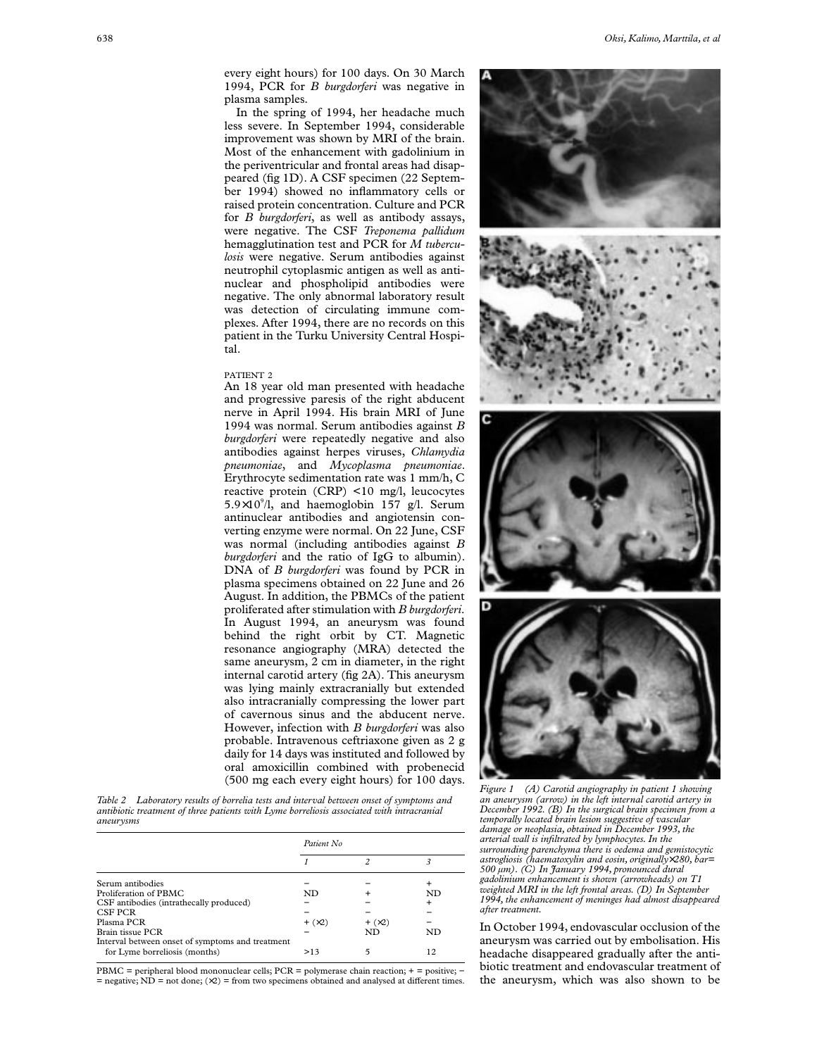every eight hours) for 100 days. On 30 March 1994, PCR for *B burgdorferi* was negative in plasma samples.

In the spring of 1994, her headache much less severe. In September 1994, considerable improvement was shown by MRI of the brain. Most of the enhancement with gadolinium in the periventricular and frontal areas had disappeared (fig 1D). A CSF specimen (22 September 1994) showed no inflammatory cells or raised protein concentration. Culture and PCR for *B burgdorferi*, as well as antibody assays, were negative. The CSF *Treponema pallidum* hemagglutination test and PCR for *M tuberculosis* were negative. Serum antibodies against neutrophil cytoplasmic antigen as well as antinuclear and phospholipid antibodies were negative. The only abnormal laboratory result was detection of circulating immune complexes. After 1994, there are no records on this patient in the Turku University Central Hospital.

PATIENT 2

An 18 year old man presented with headache and progressive paresis of the right abducent nerve in April 1994. His brain MRI of June 1994 was normal. Serum antibodies against *B burgdorferi* were repeatedly negative and also antibodies against herpes viruses, *Chlamydia pneumoniae*, and *Mycoplasma pneumoniae*. Erythrocyte sedimentation rate was 1 mm/h, C reactive protein (CRP) <10 mg/l, leucocytes $5.9 \times 10^9$/l, and haemoglobin 157 g/l. Serum antinuclear antibodies and angiotensin converting enzyme were normal. On 22 June, CSF was normal (including antibodies against *B burgdorferi* and the ratio of IgG to albumin). DNA of *B burgdorferi* was found by PCR in plasma specimens obtained on 22 June and 26 August. In addition, the PBMCs of the patient proliferated after stimulation with *B burgdorferi*. In August 1994, an aneurysm was found behind the right orbit by CT. Magnetic resonance angiography (MRA) detected the same aneurysm, 2 cm in diameter, in the right internal carotid artery (fig 2A). This aneurysm was lying mainly extracranially but extended also intracranially compressing the lower part of cavernous sinus and the abducent nerve. However, infection with *B burgdorferi* was also probable. Intravenous ceftriaxone given as 2 g daily for 14 days was instituted and followed by oral amoxicillin combined with probenecid (500 mg each every eight hours) for 100 days. In October 1994, endovascular occlusion of the aneurysm was carried out by embolisation. His headache disappeared gradually after the antibiotic treatment and endovascular treatment of the aneurysm, which was also shown to be

Table 2 Laboratory results of borrelia tests and interval between onset of symptoms and antibiotic treatment of three patients with Lyme borreliosis associated with intracranial aneurysms

| | Patient No | | |
|---|---|---|---|
| | 1 | 2 | 3 |
| Serum antibodies | − | − | + |
| Proliferation of PBMC | ND | + | ND |
| CSF antibodies (intrathecally produced) | − | − | + |
| CSF PCR | − | − | − |
| Plasma PCR | + (×2) | + (×2) | − |
| Brain tissue PCR | − | ND | ND |
| Interval between onset of symptoms and treatment for Lyme borreliosis (months) | >13 | 5 | 12 |

PBMC = peripheral blood mononuclear cells; PCR = polymerase chain reaction; + = positive; − = negative; ND = not done; (×2) = from two specimens obtained and analysed at different times.

Figure 1 (A) Carotid angiography in patient 1 showing an aneurysm (arrow) in the left internal carotid artery in December 1992. (B) In the surgical brain specimen from a temporally located brain lesion suggestive of vascular damage or neoplasia, obtained in December 1993, the arterial wall is infiltrated by lymphocytes. In the surrounding parenchyma there is oedema and gemistocytic astrogliosis (haematoxylin and eosin, originally ×280, bar= 500 μm). (C) In January 1994, pronounced dural gadolinium enhancement is shown (arrowheads) on T1 weighted MRI in the left frontal areas. (D) In September 1994, the enhancement of meninges had almost disappeared after treatment.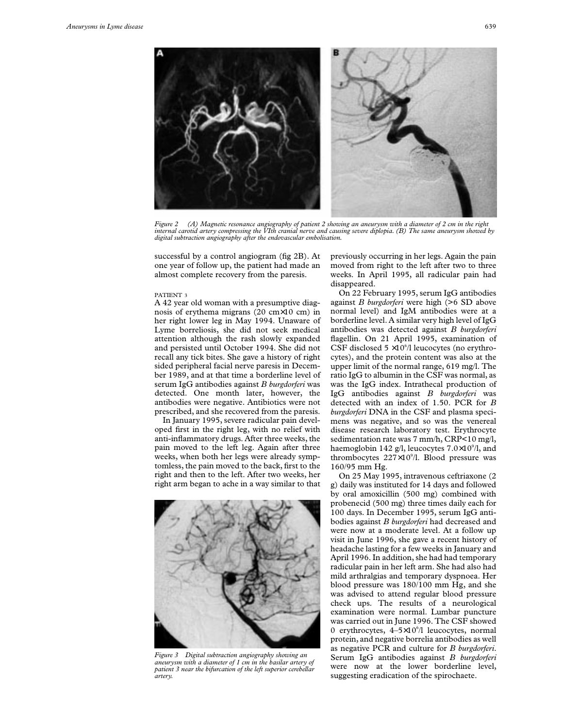*Figure 2 (A) Magnetic resonance angiography of patient 2 showing an aneurysm with a diameter of 2 cm in the right internal carotid artery compressing the VIth cranial nerve and causing severe diplopia. (B) The same aneurysm showed by digital subtraction angiography after the endovascular embolisation.*

successful by a control angiogram (fig 2B). At one year of follow up, the patient had made an almost complete recovery from the paresis.

#### PATIENT 3

A 42 year old woman with a presumptive diagnosis of erythema migrans (20 cm×10 cm) in her right lower leg in May 1994. Unaware of Lyme borreliosis, she did not seek medical attention although the rash slowly expanded and persisted until October 1994. She did not recall any tick bites. She gave a history of right sided peripheral facial nerve paresis in December 1989, and at that time a borderline level of serum IgG antibodies against *B burgdorferi* was detected. One month later, however, the antibodies were negative. Antibiotics were not prescribed, and she recovered from the paresis.

In January 1995, severe radicular pain developed first in the right leg, with no relief with anti-inflammatory drugs. After three weeks, the pain moved to the left leg. Again after three weeks, when both her legs were already symptomless, the pain moved to the back, first to the right and then to the left. After two weeks, her right arm began to ache in a way similar to that previously occurring in her legs. Again the pain moved from right to the left after two to three weeks. In April 1995, all radicular pain had disappeared.

*Figure 3 Digital subtraction angiography showing an aneurysm with a diameter of 1 cm in the basilar artery of patient 3 near the bifurcation of the left superior cerebellar artery.*

On 22 February 1995, serum IgG antibodies against *B burgdorferi* were high (>6 SD above normal level) and IgM antibodies were at a borderline level. A similar very high level of IgG antibodies was detected against *B burgdorferi* flagellin. On 21 April 1995, examination of CSF disclosed 5 $\times 10^6$/l leucocytes (no erythrocytes), and the protein content was also at the upper limit of the normal range, 619 mg/l. The ratio IgG to albumin in the CSF was normal, as was the IgG index. Intrathecal production of IgG antibodies against *B burgdorferi* was detected with an index of 1.50. PCR for *B burgdorferi* DNA in the CSF and plasma specimens was negative, and so was the venereal disease research laboratory test. Erythrocyte sedimentation rate was 7 mm/h, CRP<10 mg/l, haemoglobin 142 g/l, leucocytes 7.0$\times 10^9$/l, and thrombocytes 227$\times 10^9$/l. Blood pressure was 160/95 mm Hg.

On 25 May 1995, intravenous ceftriaxone (2 g) daily was instituted for 14 days and followed by oral amoxicillin (500 mg) combined with probenecid (500 mg) three times daily each for 100 days. In December 1995, serum IgG antibodies against *B burgdorferi* had decreased and were now at a moderate level. At a follow up visit in June 1996, she gave a recent history of headache lasting for a few weeks in January and April 1996. In addition, she had had temporary radicular pain in her left arm. She had also had mild arthralgias and temporary dyspnoea. Her blood pressure was 180/100 mm Hg, and she was advised to attend regular blood pressure check ups. The results of a neurological examination were normal. Lumbar puncture was carried out in June 1996. The CSF showed 0 erythrocytes, 4–5$\times 10^6$/l leucocytes, normal protein, and negative borrelia antibodies as well as negative PCR and culture for *B burgdorferi*. Serum IgG antibodies against *B burgdorferi* were now at the lower borderline level, suggesting eradication of the spirochaete.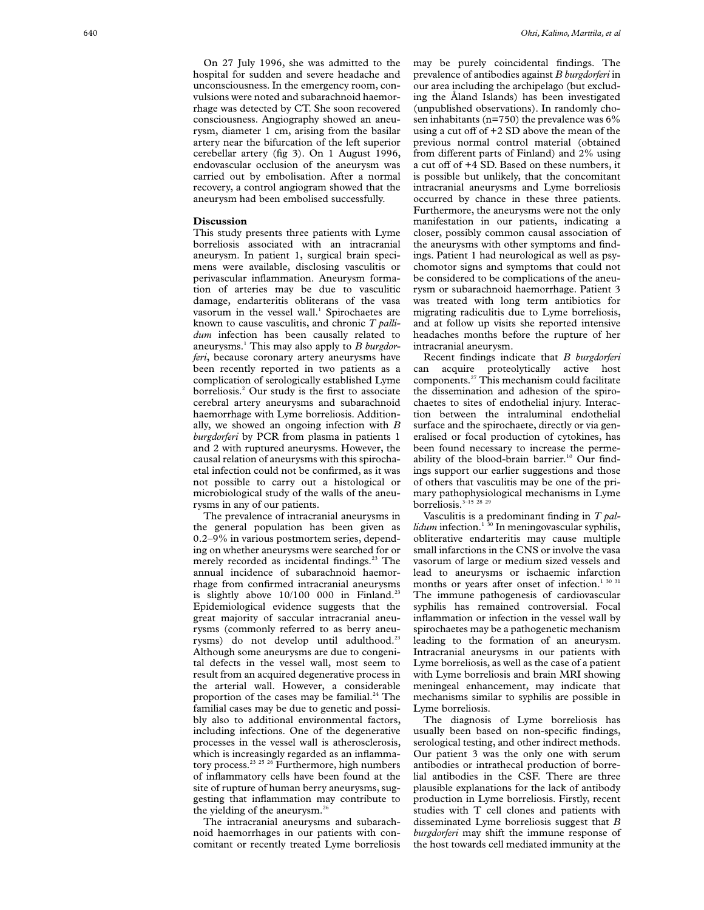On 27 July 1996, she was admitted to the hospital for sudden and severe headache and unconsciousness. In the emergency room, convulsions were noted and subarachnoid haemorrhage was detected by CT. She soon recovered consciousness. Angiography showed an aneurysm, diameter 1 cm, arising from the basilar artery near the bifurcation of the left superior cerebellar artery (fig 3). On 1 August 1996, endovascular occlusion of the aneurysm was carried out by embolisation. After a normal recovery, a control angiogram showed that the aneurysm had been embolised successfully.

## Discussion

This study presents three patients with Lyme borreliosis associated with an intracranial aneurysm. In patient 1, surgical brain specimens were available, disclosing vasculitis or perivascular inflammation. Aneurysm formation of arteries may be due to vasculitic damage, endarteritis obliterans of the vasa vasorum in the vessel wall.[1] Spirochaetes are known to cause vasculitis, and chronic *T pallidum* infection has been causally related to aneurysms.[1] This may also apply to *B burgdorferi*, because coronary artery aneurysms have been recently reported in two patients as a complication of serologically established Lyme borreliosis.[2] Our study is the first to associate cerebral artery aneurysms and subarachnoid haemorrhage with Lyme borreliosis. Additionally, we showed an ongoing infection with *B burgdorferi* by PCR from plasma in patients 1 and 2 with ruptured aneurysms. However, the causal relation of aneurysms with this spirochaetal infection could not be confirmed, as it was not possible to carry out a histological or microbiological study of the walls of the aneurysms in any of our patients.

The prevalence of intracranial aneurysms in the general population has been given as 0.2–9% in various postmortem series, depending on whether aneurysms were searched for or merely recorded as incidental findings.[23] The annual incidence of subarachnoid haemorrhage from confirmed intracranial aneurysms is slightly above 10/100 000 in Finland.[23] Epidemiological evidence suggests that the great majority of saccular intracranial aneurysms (commonly referred to as berry aneurysms) do not develop until adulthood.[23] Although some aneurysms are due to congenital defects in the vessel wall, most seem to result from an acquired degenerative process in the arterial wall. However, a considerable proportion of the cases may be familial.[24] The familial cases may be due to genetic and possibly also to additional environmental factors, including infections. One of the degenerative processes in the vessel wall is atherosclerosis, which is increasingly regarded as an inflammatory process.[23 25 26] Furthermore, high numbers of inflammatory cells have been found at the site of rupture of human berry aneurysms, suggesting that inflammation may contribute to the yielding of the aneurysm.[26]

The intracranial aneurysms and subarachnoid haemorrhages in our patients with concomitant or recently treated Lyme borreliosis may be purely coincidental findings. The prevalence of antibodies against *B burgdorferi* in our area including the archipelago (but excluding the Åland Islands) has been investigated (unpublished observations). In randomly chosen inhabitants (n=750) the prevalence was 6% using a cut off of +2 SD above the mean of the previous normal control material (obtained from different parts of Finland) and 2% using a cut off of +4 SD. Based on these numbers, it is possible but unlikely, that the concomitant intracranial aneurysms and Lyme borreliosis occurred by chance in these three patients. Furthermore, the aneurysms were not the only manifestation in our patients, indicating a closer, possibly common causal association of the aneurysms with other symptoms and findings. Patient 1 had neurological as well as psychomotor signs and symptoms that could not be considered to be complications of the aneurysm or subarachnoid haemorrhage. Patient 3 was treated with long term antibiotics for migrating radiculitis due to Lyme borreliosis, and at follow up visits she reported intensive headaches months before the rupture of her intracranial aneurysm.

Recent findings indicate that *B burgdorferi* can acquire proteolytically active host components.[27] This mechanism could facilitate the dissemination and adhesion of the spirochaetes to sites of endothelial injury. Interaction between the intraluminal endothelial surface and the spirochaete, directly or via generalised or focal production of cytokines, has been found necessary to increase the permeability of the blood-brain barrier.[10] Our findings support our earlier suggestions and those of others that vasculitis may be one of the primary pathophysiological mechanisms in Lyme borreliosis.[3–15 28 29]

Vasculitis is a predominant finding in *T pallidum* infection.[1 30] In meningovascular syphilis, obliterative endarteritis may cause multiple small infarctions in the CNS or involve the vasa vasorum of large or medium sized vessels and lead to aneurysms or ischaemic infarction months or years after onset of infection.[1 30 31] The immune pathogenesis of cardiovascular syphilis has remained controversial. Focal inflammation or infection in the vessel wall by spirochaetes may be a pathogenetic mechanism leading to the formation of an aneurysm. Intracranial aneurysms in our patients with Lyme borreliosis, as well as the case of a patient with Lyme borreliosis and brain MRI showing meningeal enhancement, may indicate that mechanisms similar to syphilis are possible in Lyme borreliosis.

The diagnosis of Lyme borreliosis has usually been based on non-specific findings, serological testing, and other indirect methods. Our patient 3 was the only one with serum antibodies or intrathecal production of borrelial antibodies in the CSF. There are three plausible explanations for the lack of antibody production in Lyme borreliosis. Firstly, recent studies with T cell clones and patients with disseminated Lyme borreliosis suggest that *B burgdorferi* may shift the immune response of the host towards cell mediated immunity at the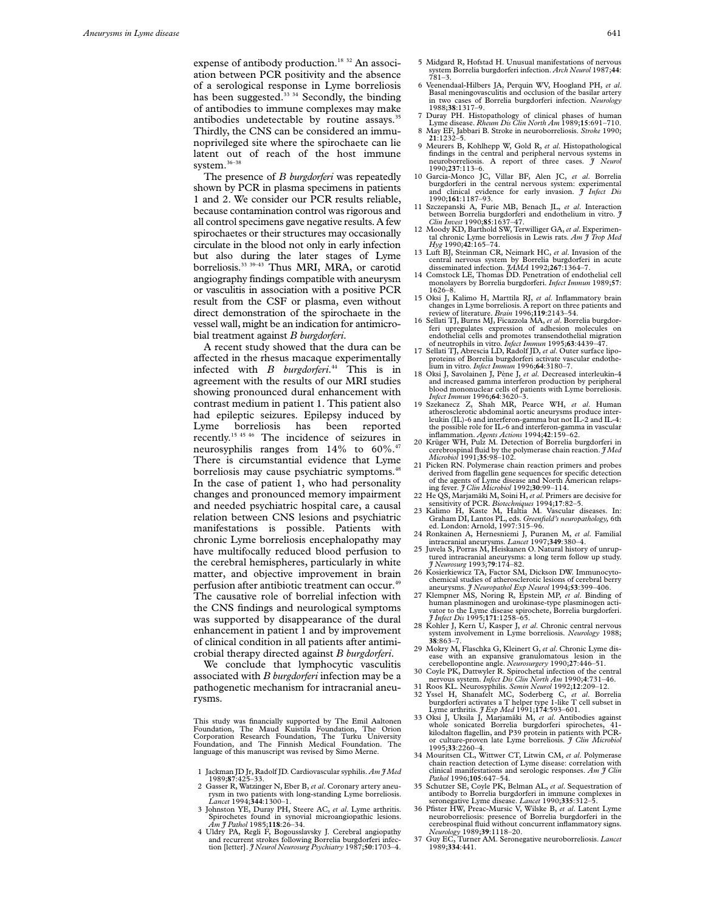expense of antibody production.[18 32] An association between PCR positivity and the absence of a serological response in Lyme borreliosis has been suggested.[33 34] Secondly, the binding of antibodies to immune complexes may make antibodies undetectable by routine assays.[35] Thirdly, the CNS can be considered an immunoprivileged site where the spirochaete can lie latent out of reach of the host immune system.[36–38]

The presence of *B burgdorferi* was repeatedly shown by PCR in plasma specimens in patients 1 and 2. We consider our PCR results reliable, because contamination control was rigorous and all control specimens gave negative results. A few spirochaetes or their structures may occasionally circulate in the blood not only in early infection but also during the later stages of Lyme borreliosis.[33 39–43] Thus MRI, MRA, or carotid angiography findings compatible with aneurysm or vasculitis in association with a positive PCR result from the CSF or plasma, even without direct demonstration of the spirochaete in the vessel wall, might be an indication for antimicrobial treatment against *B burgdorferi*.

A recent study showed that the dura can be affected in the rhesus macaque experimentally infected with *B burgdorferi*.[44] This is in agreement with the results of our MRI studies showing pronounced dural enhancement with contrast medium in patient 1. This patient also had epileptic seizures. Epilepsy induced by Lyme borreliosis has been reported recently.[15 45 46] The incidence of seizures in neurosyphilis ranges from 14% to 60%.[47] There is circumstantial evidence that Lyme borreliosis may cause psychiatric symptoms.[48] In the case of patient 1, who had personality changes and pronounced memory impairment and needed psychiatric hospital care, a causal relation between CNS lesions and psychiatric manifestations is possible. Patients with chronic Lyme borreliosis encephalopathy may have multifocally reduced blood perfusion to the cerebral hemispheres, particularly in white matter, and objective improvement in brain perfusion after antibiotic treatment can occur.[49] The causative role of borrelial infection with the CNS findings and neurological symptoms was supported by disappearance of the dural enhancement in patient 1 and by improvement of clinical condition in all patients after antimicrobial therapy directed against *B burgdorferi*.

We conclude that lymphocytic vasculitis associated with *B burgdorferi* infection may be a pathogenetic mechanism for intracranial aneurysms.

This study was financially supported by The Emil Aaltonen Foundation, The Maud Kuistila Foundation, The Orion Corporation Research Foundation, The Turku University Foundation, and The Finnish Medical Foundation. The language of this manuscript was revised by Simo Merne.

1 Jackman JD Jr, Radolf JD. Cardiovascular syphilis. *Am J Med* 1989;**87**:425–33.
2 Gasser R, Watzinger N, Eber B, *et al*. Coronary artery aneurysm in two patients with long-standing Lyme borreliosis. *Lancet* 1994;**344**:1300–1.
3 Johnston YE, Duray PH, Steere AC, *et al*. Lyme arthritis. Spirochetes found in synovial microangiopathic lesions. *Am J Pathol* 1985;**118**:26–34.
4 Uldry PA, Regli F, Bogousslavsky J. Cerebral angiopathy and recurrent strokes following Borrelia burgdorferi infection [letter]. *J Neurol Neurosurg Psychiatry* 1987;**50**:1703–4.
5 Midgard R, Hofstad H. Unusual manifestations of nervous system Borrelia burgdorferi infection. *Arch Neurol* 1987;**44**: 781–3.
6 Veenendaal-Hilbers JA, Perquin WV, Hoogland PH, *et al*. Basal meningovasculitis and occlusion of the basilar artery in two cases of Borrelia burgdorferi infection. *Neurology* 1988;**38**:1317–9.
7 Duray PH. Histopathology of clinical phases of human Lyme disease. *Rheum Dis Clin North Am* 1989;**15**:691–710.
8 May EF, Jabbari B. Stroke in neuroborreliosis. *Stroke* 1990; **21**:1232–5.
9 Meurers B, Kohlhepp W, Gold R, *et al*. Histopathological findings in the central and peripheral nervous systems in neuroborreliosis. A report of three cases. *J Neurol* 1990;**237**:113–6.
10 Garcia-Monco JC, Villar BF, Alen JC, *et al*. Borrelia burgdorferi in the central nervous system: experimental and clinical evidence for early invasion. *J Infect Dis* 1990;**161**:1187–93.
11 Szczepanski A, Furie MB, Benach JL, *et al*. Interaction between Borrelia burgdorferi and endothelium in vitro. *J Clin Invest* 1990;**85**:1637–47.
12 Moody KD, Barthold SW, Terwilliger GA, *et al*. Experimental chronic Lyme borreliosis in Lewis rats. *Am J Trop Med Hyg* 1990;**42**:165–74.
13 Luft BJ, Steinman CR, Neimark HC, *et al*. Invasion of the central nervous system by Borrelia burgdorferi in acute disseminated infection. *JAMA* 1992;**267**:1364–7.
14 Comstock LE, Thomas DD. Penetration of endothelial cell monolayers by Borrelia burgdorferi. *Infect Immun* 1989;**57**: 1626–8.
15 Oksi J, Kalimo H, Marttila RJ, *et al*. Inflammatory brain changes in Lyme borreliosis. A report on three patients and review of literature. *Brain* 1996;**119**:2143–54.
16 Sellati TJ, Burns MJ, Ficazzola MA, *et al*. Borrelia burgdorferi upregulates expression of adhesion molecules on endothelial cells and promotes transendothelial migration of neutrophils in vitro. *Infect Immun* 1995;**63**:4439–47.
17 Sellati TJ, Abrescia LD, Radolf JD, *et al*. Outer surface lipoproteins of Borrelia burgdorferi activate vascular endothelium in vitro. *Infect Immun* 1996;**64**:3180–7.
18 Oksi J, Savolainen J, Pène J, *et al*. Decreased interleukin-4 and increased gamma interferon production by peripheral blood mononuclear cells of patients with Lyme borreliosis. *Infect Immun* 1996;**64**:3620–3.
19 Szekanecz Z, Shah MR, Pearce WH, *et al*. Human atherosclerotic abdominal aortic aneurysms produce interleukin (IL)-6 and interferon-gamma but not IL-2 and IL-4: the possible role for IL-6 and interferon-gamma in vascular inflammation. *Agents Actions* 1994;**42**:159–62.
20 Krüger WH, Pulz M. Detection of Borrelia burgdorferi in cerebrospinal fluid by the polymerase chain reaction. *J Med Microbiol* 1991;**35**:98–102.
21 Picken RN. Polymerase chain reaction primers and probes derived from flagellin gene sequences for specific detection of the agents of Lyme disease and North American relapsing fever. *J Clin Microbiol* 1992;**30**:99–114.
22 He QS, Marjamäki M, Soini H, *et al*. Primers are decisive for sensitivity of PCR. *Biotechniques* 1994;**17**:82–5.
23 Kalimo H, Kaste M, Haltia M. Vascular diseases. In: Graham DI, Lantos PL, eds. *Greenfield's neuropathology,* 6th ed. London: Arnold, 1997:315–96.
24 Ronkainen A, Hernesniemi J, Puranen M, *et al*. Familial intracranial aneurysms. *Lancet* 1997;**349**:380–4.
25 Juvela S, Porras M, Heiskanen O. Natural history of unruptured intracranial aneurysms: a long term follow up study. *J Neurosurg* 1993;**79**:174–82.
26 Kosierkiewicz TA, Factor SM, Dickson DW. Immunocytochemical studies of atherosclerotic lesions of cerebral berry aneurysms. *J Neuropathol Exp Neurol* 1994;**53**:399–406.
27 Klempner MS, Noring R, Epstein MP, *et al*. Binding of human plasminogen and urokinase-type plasminogen activator to the Lyme disease spirochete, Borrelia burgdorferi. *J Infect Dis* 1995;**171**:1258–65.
28 Kohler J, Kern U, Kasper J, *et al*. Chronic central nervous system involvement in Lyme borreliosis. *Neurology* 1988; **38**:863–7.
29 Mokry M, Flaschka G, Kleinert G, *et al*. Chronic Lyme disease with an expansive granulomatous lesion in the cerebellopontine angle. *Neurosurgery* 1990;**27**:446–51.
30 Coyle PK, Dattwyler R. Spirochetal infection of the central nervous system. *Infect Dis Clin North Am* 1990;**4**:731–46.
31 Roos KL. Neurosyphilis. *Semin Neurol* 1992;**12**:209–12.
32 Yssel H, Shanafelt MC, Soderberg C, *et al*. Borrelia burgdorferi activates a T helper type 1-like T cell subset in Lyme arthritis. *J Exp Med* 1991;**174**:593–601.
33 Oksi J, Uksila J, Marjamäki M, *et al*. Antibodies against whole sonicated Borrelia burgdorferi spirochetes, 41-kilodalton flagellin, and P39 protein in patients with PCR- or culture-proven late Lyme borreliosis. *J Clin Microbiol* 1995;**33**:2260–4.
34 Mouritsen CL, Wittwer CT, Litwin CM, *et al*. Polymerase chain reaction detection of Lyme disease: correlation with clinical manifestations and serologic responses. *Am J Clin Pathol* 1996;**105**:647–54.
35 Schutzer SE, Coyle PK, Belman AL, *et al*. Sequestration of antibody to Borrelia burgdorferi in immune complexes in seronegative Lyme disease. *Lancet* 1990;**335**:312–5.
36 Pfister HW, Preac-Mursic V, Wilske B, *et al*. Latent Lyme neuroborreliosis: presence of Borrelia burgdorferi in the cerebrospinal fluid without concurrent inflammatory signs. *Neurology* 1989;**39**:1118–20.
37 Guy EC, Turner AM. Seronegative neuroborreliosis. *Lancet* 1989;**334**:441.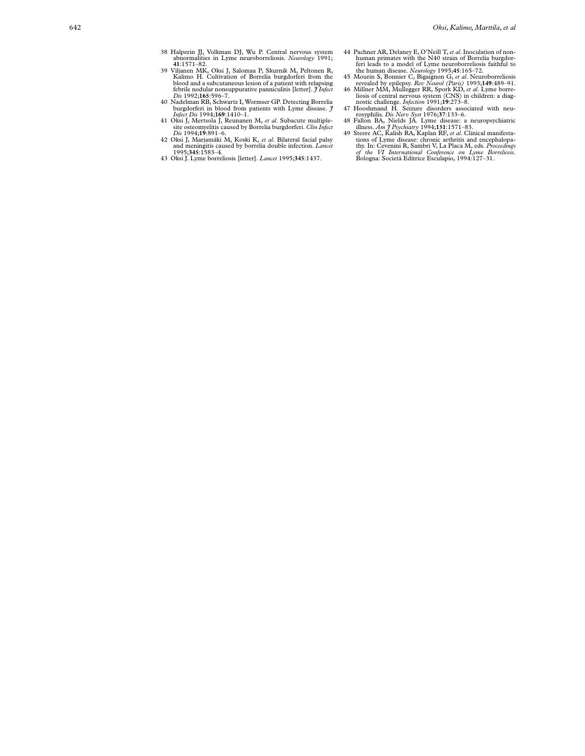38 Halperin JJ, Volkman DJ, Wu P. Central nervous system abnormalities in Lyme neuroborreliosis. *Neurology* 1991; **41**:1571–82.

39 Viljanen MK, Oksi J, Salomaa P, Skurnik M, Peltonen R, Kalimo H. Cultivation of Borrelia burgdorferi from the blood and a subcutaneous lesion of a patient with relapsing febrile nodular nonsuppurative panniculitis [letter]. *J Infect Dis* 1992;**165**:596–7.

40 Nadelman RB, Schwartz I, Wormser GP. Detecting Borrelia burgdorferi in blood from patients with Lyme disease. *J Infect Dis* 1994;**169**:1410–1.

41 Oksi J, Mertsola J, Reunanen M, *et al*. Subacute multiple-site osteomyelitis caused by Borrelia burgdorferi. *Clin Infect Dis* 1994;**19**:891–6.

42 Oksi J, Marjamäki M, Koski K, *et al*. Bilateral facial palsy and meningitis caused by borrelia double infection. *Lancet* 1995;**345**:1583–4.

43 Oksi J. Lyme borreliosis [letter]. *Lancet* 1995;**345**:1437.

44 Pachner AR, Delaney E, O'Neill T, *et al*. Inoculation of non-human primates with the N40 strain of Borrelia burgdorferi leads to a model of Lyme neuroborreliosis faithful to the human disease. *Neurology* 1995;**45**:165–72.

45 Mourin S, Bonnier C, Bigaignon G, *et al*. Neuroborreliosis revealed by epilepsy. *Rev Neurol (Paris)* 1993;**149**:489–91.

46 Millner MM, Mullegger RR, Spork KD, *et al*. Lyme borreliosis of central nervous system (CNS) in children: a diagnostic challenge. *Infection* 1991;**19**:273–8.

47 Hooshmand H. Seizure disorders associated with neurosyphilis. *Dis Nerv Syst* 1976;**37**:133–6.

48 Fallon BA, Nields JA. Lyme disease: a neuropsychiatric illness. *Am J Psychiatry* 1994;**151**:1571–83.

49 Steere AC, Kalish RA, Kaplan RF, *et al*. Clinical manifestations of Lyme disease: chronic arthritis and encephalopathy. In: Cevenini R, Sambri V, La Placa M, eds. *Proceedings of the VI International Conference on Lyme Borreliosis.* Bologna: Società Editrice Esculapio, 1994:127–31.